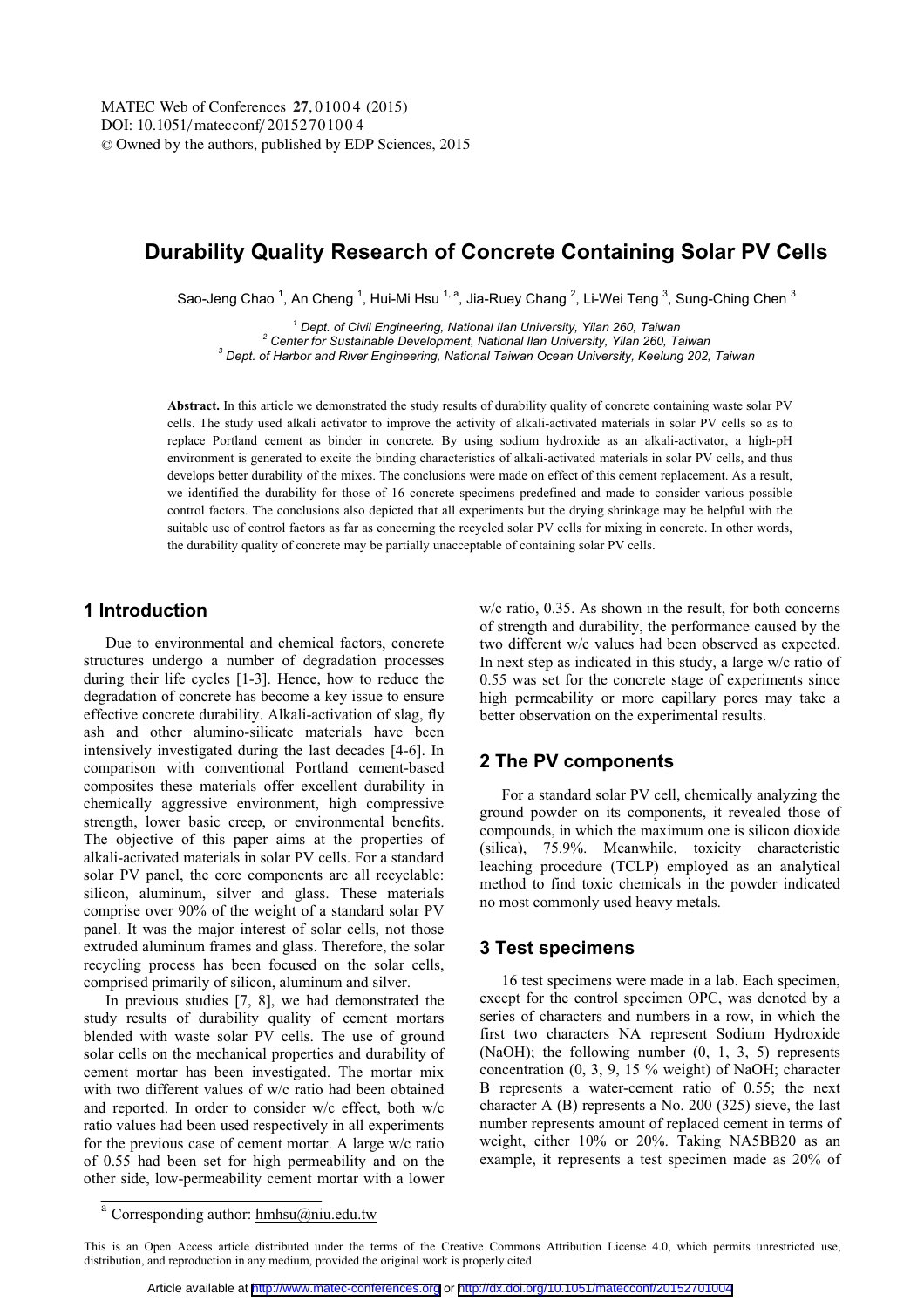# Durability Quality Research of Concrete Containing Solar PV Cells

Sao-Jeng Chao [1], An Cheng [1], Hui-Mi Hsu [1, a], Jia-Ruey Chang [2], Li-Wei Teng [3], Sung-Ching Chen [3]

[1] Dept. of Civil Engineering, National Ilan University, Yilan 260, Taiwan
[2] Center for Sustainable Development, National Ilan University, Yilan 260, Taiwan
[3] Dept. of Harbor and River Engineering, National Taiwan Ocean University, Keelung 202, Taiwan

**Abstract.** In this article we demonstrated the study results of durability quality of concrete containing waste solar PV cells. The study used alkali activator to improve the activity of alkali-activated materials in solar PV cells so as to replace Portland cement as binder in concrete. By using sodium hydroxide as an alkali-activator, a high-pH environment is generated to excite the binding characteristics of alkali-activated materials in solar PV cells, and thus develops better durability of the mixes. The conclusions were made on effect of this cement replacement. As a result, we identified the durability for those of 16 concrete specimens predefined and made to consider various possible control factors. The conclusions also depicted that all experiments but the drying shrinkage may be helpful with the suitable use of control factors as far as concerning the recycled solar PV cells for mixing in concrete. In other words, the durability quality of concrete may be partially unacceptable of containing solar PV cells.

## 1 Introduction

Due to environmental and chemical factors, concrete structures undergo a number of degradation processes during their life cycles [1-3]. Hence, how to reduce the degradation of concrete has become a key issue to ensure effective concrete durability. Alkali-activation of slag, fly ash and other alumino-silicate materials have been intensively investigated during the last decades [4-6]. In comparison with conventional Portland cement-based composites these materials offer excellent durability in chemically aggressive environment, high compressive strength, lower basic creep, or environmental benefits. The objective of this paper aims at the properties of alkali-activated materials in solar PV cells. For a standard solar PV panel, the core components are all recyclable: silicon, aluminum, silver and glass. These materials comprise over 90% of the weight of a standard solar PV panel. It was the major interest of solar cells, not those extruded aluminum frames and glass. Therefore, the solar recycling process has been focused on the solar cells, comprised primarily of silicon, aluminum and silver.

In previous studies [7, 8], we had demonstrated the study results of durability quality of cement mortars blended with waste solar PV cells. The use of ground solar cells on the mechanical properties and durability of cement mortar has been investigated. The mortar mix with two different values of w/c ratio had been obtained and reported. In order to consider w/c effect, both w/c ratio values had been used respectively in all experiments for the previous case of cement mortar. A large w/c ratio of 0.55 had been set for high permeability and on the other side, low-permeability cement mortar with a lower w/c ratio, 0.35. As shown in the result, for both concerns of strength and durability, the performance caused by the two different w/c values had been observed as expected. In next step as indicated in this study, a large w/c ratio of 0.55 was set for the concrete stage of experiments since high permeability or more capillary pores may take a better observation on the experimental results.

## 2 The PV components

For a standard solar PV cell, chemically analyzing the ground powder on its components, it revealed those of compounds, in which the maximum one is silicon dioxide (silica), 75.9%. Meanwhile, toxicity characteristic leaching procedure (TCLP) employed as an analytical method to find toxic chemicals in the powder indicated no most commonly used heavy metals.

## 3 Test specimens

16 test specimens were made in a lab. Each specimen, except for the control specimen OPC, was denoted by a series of characters and numbers in a row, in which the first two characters NA represent Sodium Hydroxide (NaOH); the following number (0, 1, 3, 5) represents concentration (0, 3, 9, 15 % weight) of NaOH; character B represents a water-cement ratio of 0.55; the next character A (B) represents a No. 200 (325) sieve, the last number represents amount of replaced cement in terms of weight, either 10% or 20%. Taking NA5BB20 as an example, it represents a test specimen made as 20% of

[a] Corresponding author: hmhsu@niu.edu.tw

This is an Open Access article distributed under the terms of the Creative Commons Attribution License 4.0, which permits unrestricted use, distribution, and reproduction in any medium, provided the original work is properly cited.

Article available at http://www.matec-conferences.org or http://dx.doi.org/10.1051/matecconf/20152701004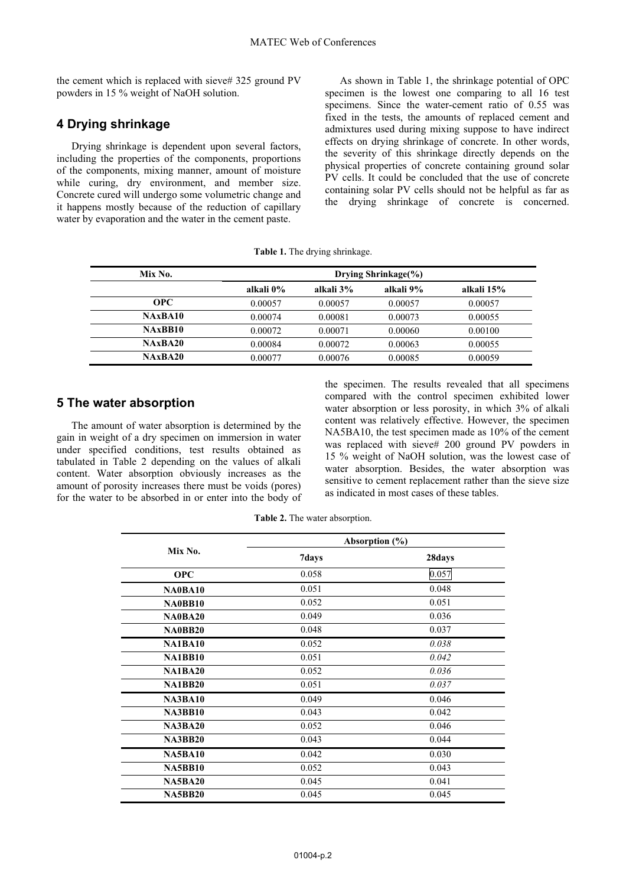the cement which is replaced with sieve# 325 ground PV powders in 15 % weight of NaOH solution.

## 4 Drying shrinkage

Drying shrinkage is dependent upon several factors, including the properties of the components, proportions of the components, mixing manner, amount of moisture while curing, dry environment, and member size. Concrete cured will undergo some volumetric change and it happens mostly because of the reduction of capillary water by evaporation and the water in the cement paste.

As shown in Table 1, the shrinkage potential of OPC specimen is the lowest one comparing to all 16 test specimens. Since the water-cement ratio of 0.55 was fixed in the tests, the amounts of replaced cement and admixtures used during mixing suppose to have indirect effects on drying shrinkage of concrete. In other words, the severity of this shrinkage directly depends on the physical properties of concrete containing ground solar PV cells. It could be concluded that the use of concrete containing solar PV cells should not be helpful as far as the drying shrinkage of concrete is concerned.

**Table 1.** The drying shrinkage.

| Mix No. | Drying Shrinkage(%) | | | |
|---|---|---|---|---|
| | alkali 0% | alkali 3% | alkali 9% | alkali 15% |
| **OPC** | 0.00057 | 0.00057 | 0.00057 | 0.00057 |
| **NAxBA10** | 0.00074 | 0.00081 | 0.00073 | 0.00055 |
| **NAxBB10** | 0.00072 | 0.00071 | 0.00060 | 0.00100 |
| **NAxBA20** | 0.00084 | 0.00072 | 0.00063 | 0.00055 |
| **NAxBA20** | 0.00077 | 0.00076 | 0.00085 | 0.00059 |

## 5 The water absorption

The amount of water absorption is determined by the gain in weight of a dry specimen on immersion in water under specified conditions, test results obtained as tabulated in Table 2 depending on the values of alkali content. Water absorption obviously increases as the amount of porosity increases there must be voids (pores) for the water to be absorbed in or enter into the body of the specimen. The results revealed that all specimens compared with the control specimen exhibited lower water absorption or less porosity, in which 3% of alkali content was relatively effective. However, the specimen NA5BA10, the test specimen made as 10% of the cement was replaced with sieve# 200 ground PV powders in 15 % weight of NaOH solution, was the lowest case of water absorption. Besides, the water absorption was sensitive to cement replacement rather than the sieve size as indicated in most cases of these tables.

**Table 2.** The water absorption.

| Mix No. | Absorption (%) | |
|---|---|---|
| | 7days | 28days |
| **OPC** | 0.058 | 0.057 |
| **NA0BA10** | 0.051 | 0.048 |
| **NA0BB10** | 0.052 | 0.051 |
| **NA0BA20** | 0.049 | 0.036 |
| **NA0BB20** | 0.048 | 0.037 |
| **NA1BA10** | 0.052 | *0.038* |
| **NA1BB10** | 0.051 | *0.042* |
| **NA1BA20** | 0.052 | *0.036* |
| **NA1BB20** | 0.051 | *0.037* |
| **NA3BA10** | 0.049 | 0.046 |
| **NA3BB10** | 0.043 | 0.042 |
| **NA3BA20** | 0.052 | 0.046 |
| **NA3BB20** | 0.043 | 0.044 |
| **NA5BA10** | 0.042 | 0.030 |
| **NA5BB10** | 0.052 | 0.043 |
| **NA5BA20** | 0.045 | 0.041 |
| **NA5BB20** | 0.045 | 0.045 |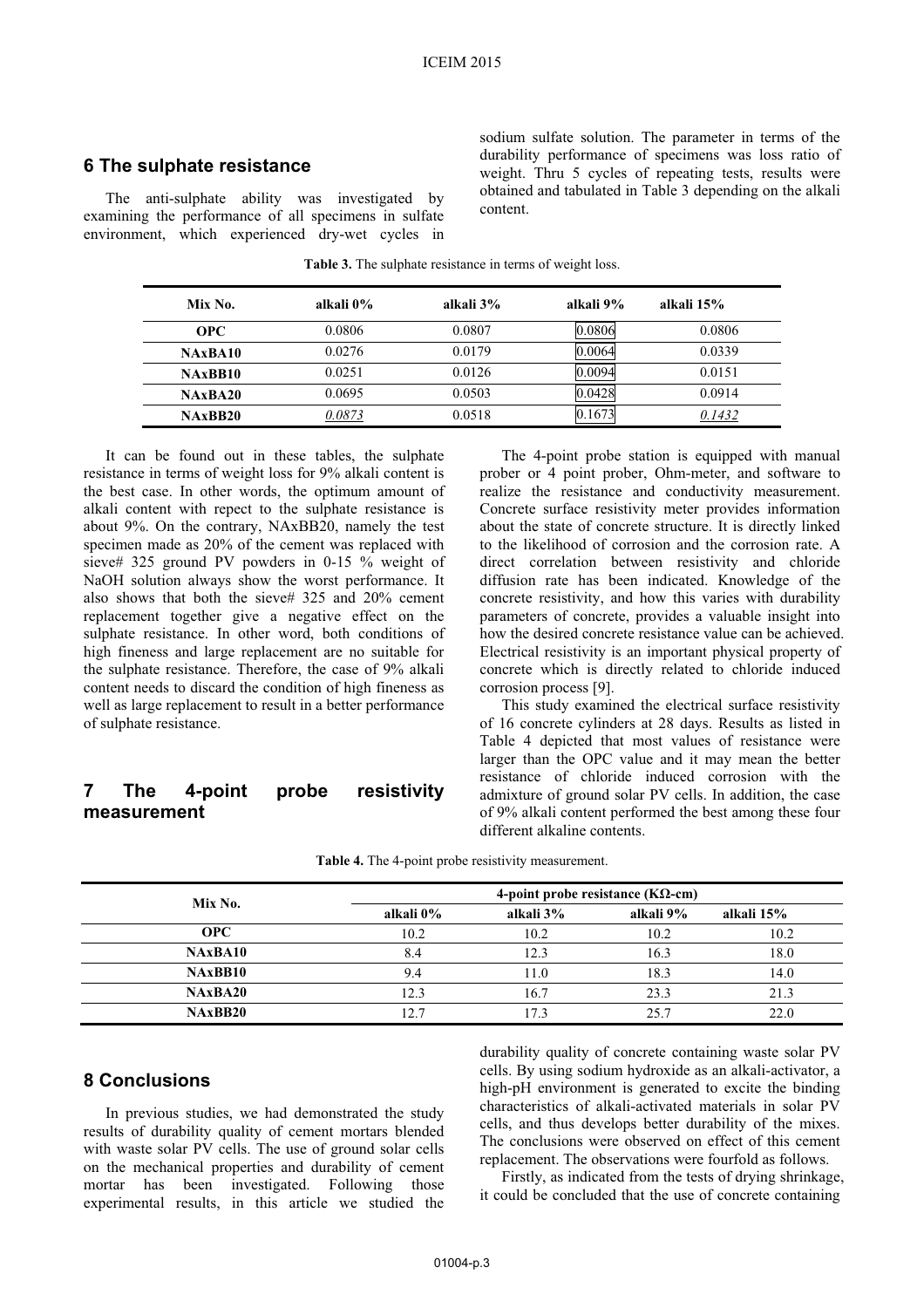## 6 The sulphate resistance

The anti-sulphate ability was investigated by examining the performance of all specimens in sulfate environment, which experienced dry-wet cycles in sodium sulfate solution. The parameter in terms of the durability performance of specimens was loss ratio of weight. Thru 5 cycles of repeating tests, results were obtained and tabulated in Table 3 depending on the alkali content.

**Table 3.** The sulphate resistance in terms of weight loss.

| Mix No. | alkali 0% | alkali 3% | alkali 9% | alkali 15% |
|---|---|---|---|---|
| **OPC** | 0.0806 | 0.0807 | 0.0806 | 0.0806 |
| **NAxBA10** | 0.0276 | 0.0179 | 0.0064 | 0.0339 |
| **NAxBB10** | 0.0251 | 0.0126 | 0.0094 | 0.0151 |
| **NAxBA20** | 0.0695 | 0.0503 | 0.0428 | 0.0914 |
| **NAxBB20** | *0.0873* | 0.0518 | 0.1673 | *0.1432* |

It can be found out in these tables, the sulphate resistance in terms of weight loss for 9% alkali content is the best case. In other words, the optimum amount of alkali content with repect to the sulphate resistance is about 9%. On the contrary, NAxBB20, namely the test specimen made as 20% of the cement was replaced with sieve# 325 ground PV powders in 0-15 % weight of NaOH solution always show the worst performance. It also shows that both the sieve# 325 and 20% cement replacement together give a negative effect on the sulphate resistance. In other word, both conditions of high fineness and large replacement are no suitable for the sulphate resistance. Therefore, the case of 9% alkali content needs to discard the condition of high fineness as well as large replacement to result in a better performance of sulphate resistance.

## 7 The 4-point probe resistivity measurement

The 4-point probe station is equipped with manual prober or 4 point prober, Ohm-meter, and software to realize the resistance and conductivity measurement. Concrete surface resistivity meter provides information about the state of concrete structure. It is directly linked to the likelihood of corrosion and the corrosion rate. A direct correlation between resistivity and chloride diffusion rate has been indicated. Knowledge of the concrete resistivity, and how this varies with durability parameters of concrete, provides a valuable insight into how the desired concrete resistance value can be achieved. Electrical resistivity is an important physical property of concrete which is directly related to chloride induced corrosion process [9].

This study examined the electrical surface resistivity of 16 concrete cylinders at 28 days. Results as listed in Table 4 depicted that most values of resistance were larger than the OPC value and it may mean the better resistance of chloride induced corrosion with the admixture of ground solar PV cells. In addition, the case of 9% alkali content performed the best among these four different alkaline contents.

**Table 4.** The 4-point probe resistivity measurement.

| Mix No. | 4-point probe resistance (KΩ-cm) | | | |
|---|---|---|---|---|
| | alkali 0% | alkali 3% | alkali 9% | alkali 15% |
| **OPC** | 10.2 | 10.2 | 10.2 | 10.2 |
| **NAxBA10** | 8.4 | 12.3 | 16.3 | 18.0 |
| **NAxBB10** | 9.4 | 11.0 | 18.3 | 14.0 |
| **NAxBA20** | 12.3 | 16.7 | 23.3 | 21.3 |
| **NAxBB20** | 12.7 | 17.3 | 25.7 | 22.0 |

## 8 Conclusions

In previous studies, we had demonstrated the study results of durability quality of cement mortars blended with waste solar PV cells. The use of ground solar cells on the mechanical properties and durability of cement mortar has been investigated. Following those experimental results, in this article we studied the durability quality of concrete containing waste solar PV cells. By using sodium hydroxide as an alkali-activator, a high-pH environment is generated to excite the binding characteristics of alkali-activated materials in solar PV cells, and thus develops better durability of the mixes. The conclusions were observed on effect of this cement replacement. The observations were fourfold as follows.

Firstly, as indicated from the tests of drying shrinkage, it could be concluded that the use of concrete containing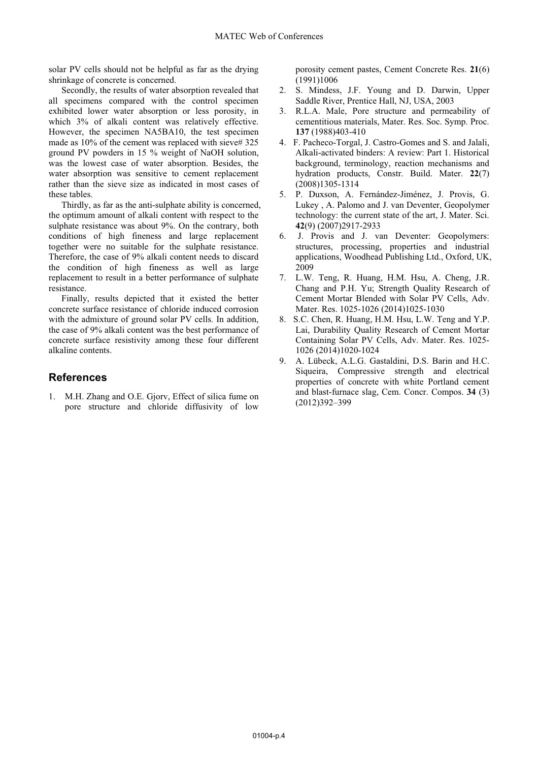solar PV cells should not be helpful as far as the drying shrinkage of concrete is concerned.

Secondly, the results of water absorption revealed that all specimens compared with the control specimen exhibited lower water absorption or less porosity, in which 3% of alkali content was relatively effective. However, the specimen NA5BA10, the test specimen made as 10% of the cement was replaced with sieve# 325 ground PV powders in 15 % weight of NaOH solution, was the lowest case of water absorption. Besides, the water absorption was sensitive to cement replacement rather than the sieve size as indicated in most cases of these tables.

Thirdly, as far as the anti-sulphate ability is concerned, the optimum amount of alkali content with respect to the sulphate resistance was about 9%. On the contrary, both conditions of high fineness and large replacement together were no suitable for the sulphate resistance. Therefore, the case of 9% alkali content needs to discard the condition of high fineness as well as large replacement to result in a better performance of sulphate resistance.

Finally, results depicted that it existed the better concrete surface resistance of chloride induced corrosion with the admixture of ground solar PV cells. In addition, the case of 9% alkali content was the best performance of concrete surface resistivity among these four different alkaline contents.

## References

1. M.H. Zhang and O.E. Gjorv, Effect of silica fume on pore structure and chloride diffusivity of low porosity cement pastes, Cement Concrete Res. **21**(6) (1991)1006
2. S. Mindess, J.F. Young and D. Darwin, Upper Saddle River, Prentice Hall, NJ, USA, 2003
3. R.L.A. Male, Pore structure and permeability of cementitious materials, Mater. Res. Soc. Symp. Proc. **137** (1988)403-410
4. F. Pacheco-Torgal, J. Castro-Gomes and S. and Jalali, Alkali-activated binders: A review: Part 1. Historical background, terminology, reaction mechanisms and hydration products, Constr. Build. Mater. **22**(7) (2008)1305-1314
5. P. Duxson, A. Fernández-Jiménez, J. Provis, G. Lukey , A. Palomo and J. van Deventer, Geopolymer technology: the current state of the art, J. Mater. Sci. **42**(9) (2007)2917-2933
6. J. Provis and J. van Deventer: Geopolymers: structures, processing, properties and industrial applications, Woodhead Publishing Ltd., Oxford, UK, 2009
7. L.W. Teng, R. Huang, H.M. Hsu, A. Cheng, J.R. Chang and P.H. Yu; Strength Quality Research of Cement Mortar Blended with Solar PV Cells, Adv. Mater. Res. 1025-1026 (2014)1025-1030
8. S.C. Chen, R. Huang, H.M. Hsu, L.W. Teng and Y.P. Lai, Durability Quality Research of Cement Mortar Containing Solar PV Cells, Adv. Mater. Res. 1025-1026 (2014)1020-1024
9. A. Lübeck, A.L.G. Gastaldini, D.S. Barin and H.C. Siqueira, Compressive strength and electrical properties of concrete with white Portland cement and blast-furnace slag, Cem. Concr. Compos. **34** (3) (2012)392–399